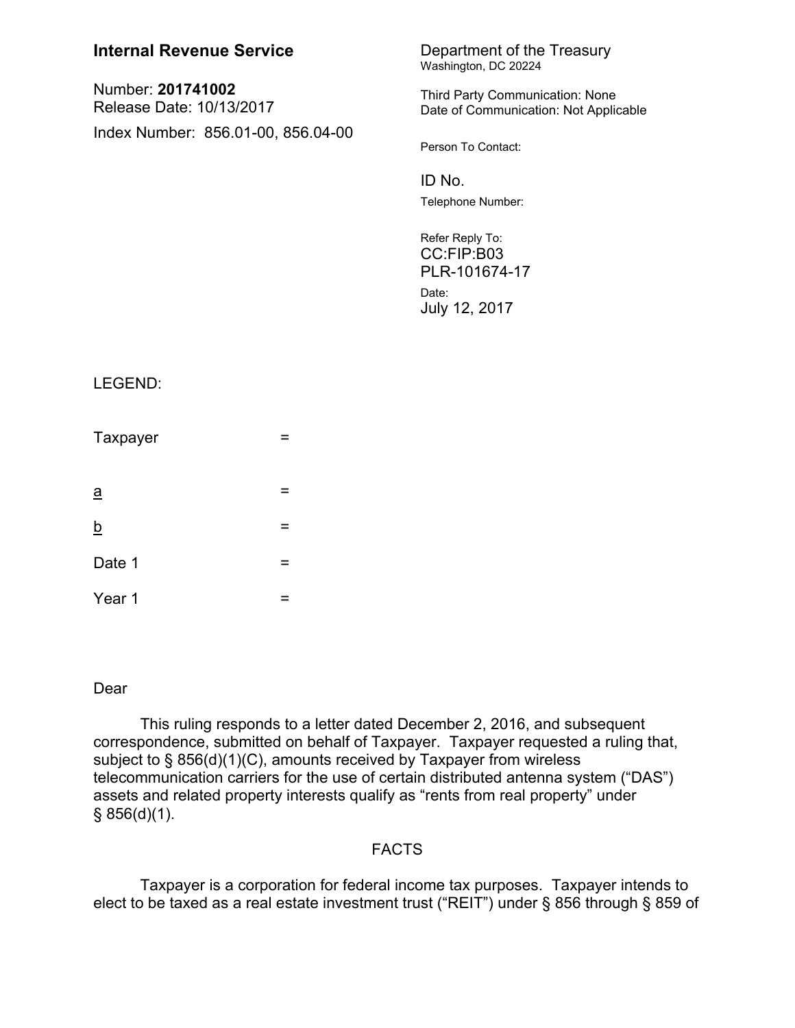**Internal Revenue Service**

Number: **201741002**
Release Date: 10/13/2017

Index Number: 856.01-00, 856.04-00

Department of the Treasury
Washington, DC 20224

Third Party Communication: None
Date of Communication: Not Applicable

Person To Contact:

ID No.

Telephone Number:

Refer Reply To:
CC:FIP:B03
PLR-101674-17

Date:
July 12, 2017

LEGEND:

Taxpayer =

a =

b =

Date 1 =

Year 1 =

Dear

This ruling responds to a letter dated December 2, 2016, and subsequent correspondence, submitted on behalf of Taxpayer. Taxpayer requested a ruling that, subject to § 856(d)(1)(C), amounts received by Taxpayer from wireless telecommunication carriers for the use of certain distributed antenna system ("DAS") assets and related property interests qualify as "rents from real property" under § 856(d)(1).

FACTS

Taxpayer is a corporation for federal income tax purposes. Taxpayer intends to elect to be taxed as a real estate investment trust ("REIT") under § 856 through § 859 of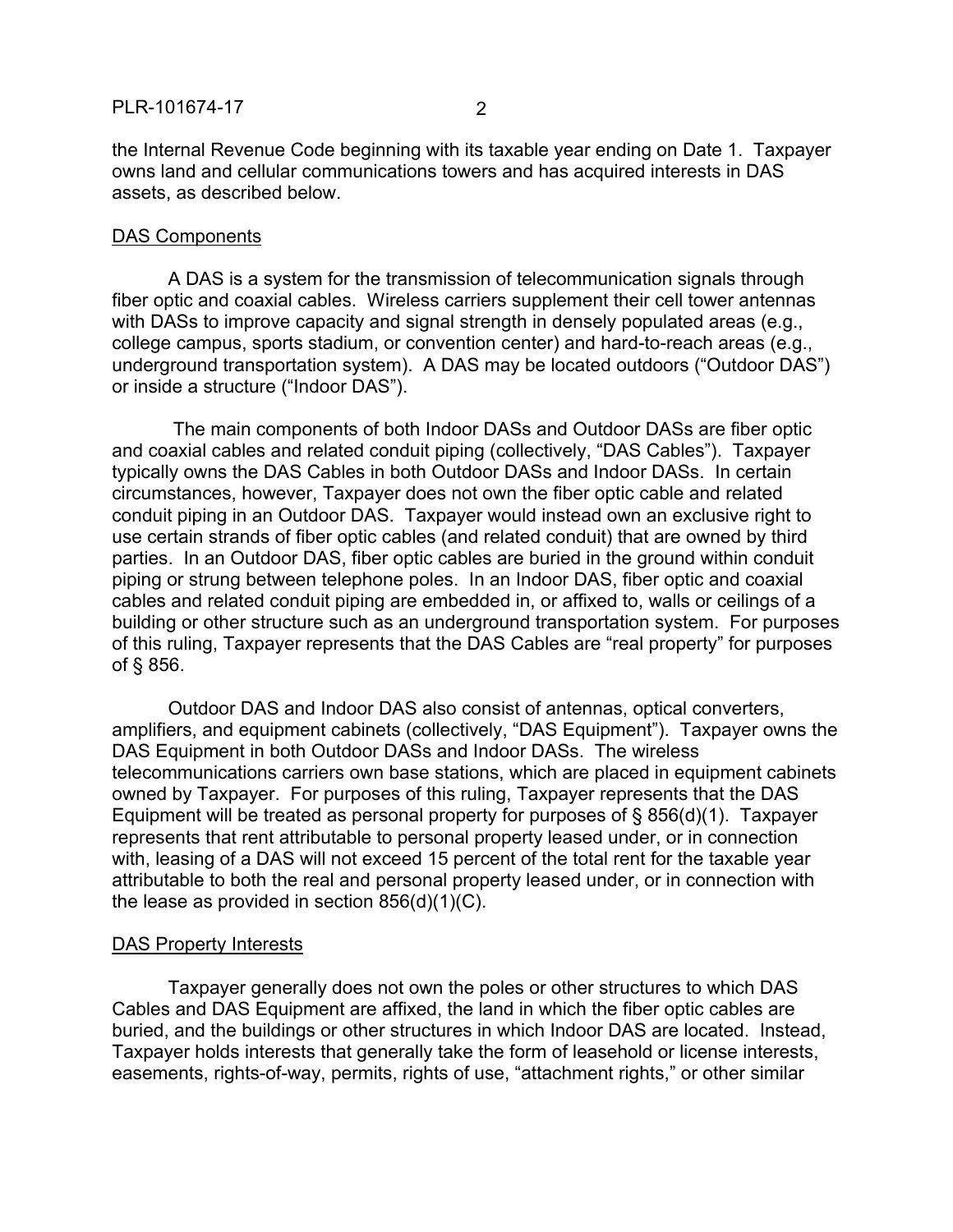the Internal Revenue Code beginning with its taxable year ending on Date 1. Taxpayer owns land and cellular communications towers and has acquired interests in DAS assets, as described below.

DAS Components

A DAS is a system for the transmission of telecommunication signals through fiber optic and coaxial cables. Wireless carriers supplement their cell tower antennas with DASs to improve capacity and signal strength in densely populated areas (e.g., college campus, sports stadium, or convention center) and hard-to-reach areas (e.g., underground transportation system). A DAS may be located outdoors ("Outdoor DAS") or inside a structure ("Indoor DAS").

The main components of both Indoor DASs and Outdoor DASs are fiber optic and coaxial cables and related conduit piping (collectively, "DAS Cables"). Taxpayer typically owns the DAS Cables in both Outdoor DASs and Indoor DASs. In certain circumstances, however, Taxpayer does not own the fiber optic cable and related conduit piping in an Outdoor DAS. Taxpayer would instead own an exclusive right to use certain strands of fiber optic cables (and related conduit) that are owned by third parties. In an Outdoor DAS, fiber optic cables are buried in the ground within conduit piping or strung between telephone poles. In an Indoor DAS, fiber optic and coaxial cables and related conduit piping are embedded in, or affixed to, walls or ceilings of a building or other structure such as an underground transportation system. For purposes of this ruling, Taxpayer represents that the DAS Cables are "real property" for purposes of § 856.

Outdoor DAS and Indoor DAS also consist of antennas, optical converters, amplifiers, and equipment cabinets (collectively, "DAS Equipment"). Taxpayer owns the DAS Equipment in both Outdoor DASs and Indoor DASs. The wireless telecommunications carriers own base stations, which are placed in equipment cabinets owned by Taxpayer. For purposes of this ruling, Taxpayer represents that the DAS Equipment will be treated as personal property for purposes of § 856(d)(1). Taxpayer represents that rent attributable to personal property leased under, or in connection with, leasing of a DAS will not exceed 15 percent of the total rent for the taxable year attributable to both the real and personal property leased under, or in connection with the lease as provided in section 856(d)(1)(C).

DAS Property Interests

Taxpayer generally does not own the poles or other structures to which DAS Cables and DAS Equipment are affixed, the land in which the fiber optic cables are buried, and the buildings or other structures in which Indoor DAS are located. Instead, Taxpayer holds interests that generally take the form of leasehold or license interests, easements, rights-of-way, permits, rights of use, "attachment rights," or other similar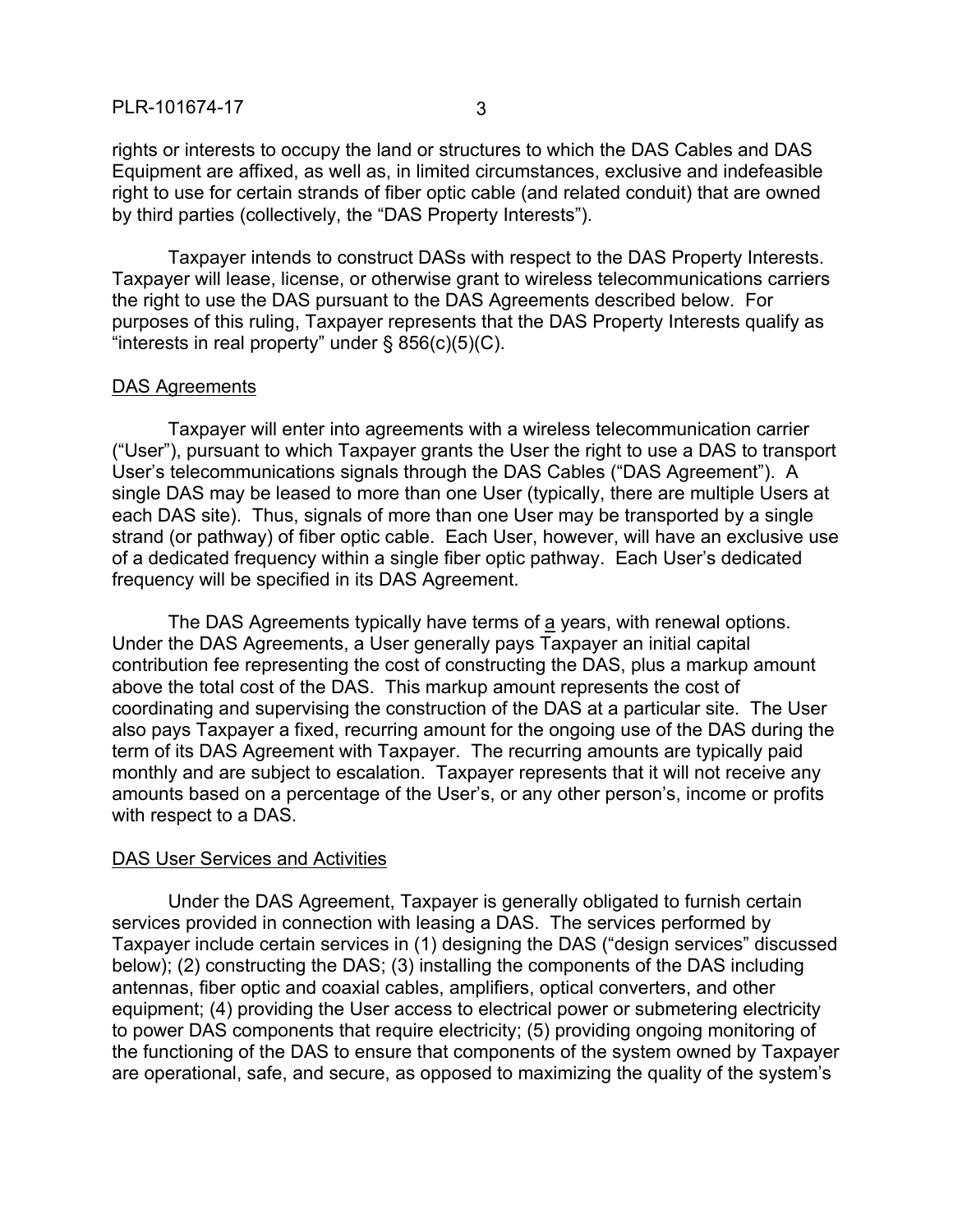rights or interests to occupy the land or structures to which the DAS Cables and DAS Equipment are affixed, as well as, in limited circumstances, exclusive and indefeasible right to use for certain strands of fiber optic cable (and related conduit) that are owned by third parties (collectively, the "DAS Property Interests").

Taxpayer intends to construct DASs with respect to the DAS Property Interests. Taxpayer will lease, license, or otherwise grant to wireless telecommunications carriers the right to use the DAS pursuant to the DAS Agreements described below. For purposes of this ruling, Taxpayer represents that the DAS Property Interests qualify as "interests in real property" under § 856(c)(5)(C).

DAS Agreements

Taxpayer will enter into agreements with a wireless telecommunication carrier ("User"), pursuant to which Taxpayer grants the User the right to use a DAS to transport User's telecommunications signals through the DAS Cables ("DAS Agreement"). A single DAS may be leased to more than one User (typically, there are multiple Users at each DAS site). Thus, signals of more than one User may be transported by a single strand (or pathway) of fiber optic cable. Each User, however, will have an exclusive use of a dedicated frequency within a single fiber optic pathway. Each User's dedicated frequency will be specified in its DAS Agreement.

The DAS Agreements typically have terms of a years, with renewal options. Under the DAS Agreements, a User generally pays Taxpayer an initial capital contribution fee representing the cost of constructing the DAS, plus a markup amount above the total cost of the DAS. This markup amount represents the cost of coordinating and supervising the construction of the DAS at a particular site. The User also pays Taxpayer a fixed, recurring amount for the ongoing use of the DAS during the term of its DAS Agreement with Taxpayer. The recurring amounts are typically paid monthly and are subject to escalation. Taxpayer represents that it will not receive any amounts based on a percentage of the User's, or any other person's, income or profits with respect to a DAS.

DAS User Services and Activities

Under the DAS Agreement, Taxpayer is generally obligated to furnish certain services provided in connection with leasing a DAS. The services performed by Taxpayer include certain services in (1) designing the DAS ("design services" discussed below); (2) constructing the DAS; (3) installing the components of the DAS including antennas, fiber optic and coaxial cables, amplifiers, optical converters, and other equipment; (4) providing the User access to electrical power or submetering electricity to power DAS components that require electricity; (5) providing ongoing monitoring of the functioning of the DAS to ensure that components of the system owned by Taxpayer are operational, safe, and secure, as opposed to maximizing the quality of the system's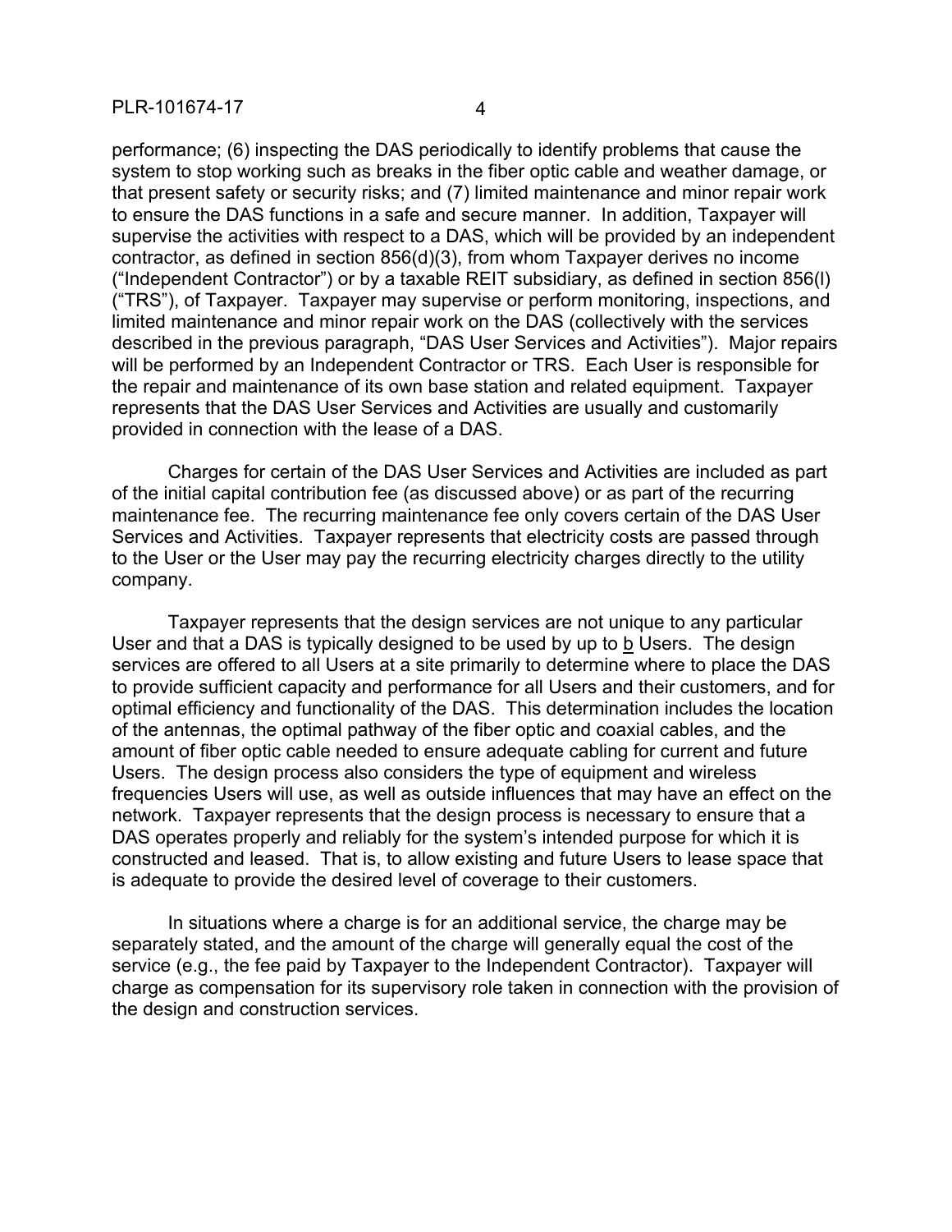performance; (6) inspecting the DAS periodically to identify problems that cause the system to stop working such as breaks in the fiber optic cable and weather damage, or that present safety or security risks; and (7) limited maintenance and minor repair work to ensure the DAS functions in a safe and secure manner. In addition, Taxpayer will supervise the activities with respect to a DAS, which will be provided by an independent contractor, as defined in section 856(d)(3), from whom Taxpayer derives no income ("Independent Contractor") or by a taxable REIT subsidiary, as defined in section 856(l) ("TRS"), of Taxpayer. Taxpayer may supervise or perform monitoring, inspections, and limited maintenance and minor repair work on the DAS (collectively with the services described in the previous paragraph, "DAS User Services and Activities"). Major repairs will be performed by an Independent Contractor or TRS. Each User is responsible for the repair and maintenance of its own base station and related equipment. Taxpayer represents that the DAS User Services and Activities are usually and customarily provided in connection with the lease of a DAS.

Charges for certain of the DAS User Services and Activities are included as part of the initial capital contribution fee (as discussed above) or as part of the recurring maintenance fee. The recurring maintenance fee only covers certain of the DAS User Services and Activities. Taxpayer represents that electricity costs are passed through to the User or the User may pay the recurring electricity charges directly to the utility company.

Taxpayer represents that the design services are not unique to any particular User and that a DAS is typically designed to be used by up to b Users. The design services are offered to all Users at a site primarily to determine where to place the DAS to provide sufficient capacity and performance for all Users and their customers, and for optimal efficiency and functionality of the DAS. This determination includes the location of the antennas, the optimal pathway of the fiber optic and coaxial cables, and the amount of fiber optic cable needed to ensure adequate cabling for current and future Users. The design process also considers the type of equipment and wireless frequencies Users will use, as well as outside influences that may have an effect on the network. Taxpayer represents that the design process is necessary to ensure that a DAS operates properly and reliably for the system's intended purpose for which it is constructed and leased. That is, to allow existing and future Users to lease space that is adequate to provide the desired level of coverage to their customers.

In situations where a charge is for an additional service, the charge may be separately stated, and the amount of the charge will generally equal the cost of the service (e.g., the fee paid by Taxpayer to the Independent Contractor). Taxpayer will charge as compensation for its supervisory role taken in connection with the provision of the design and construction services.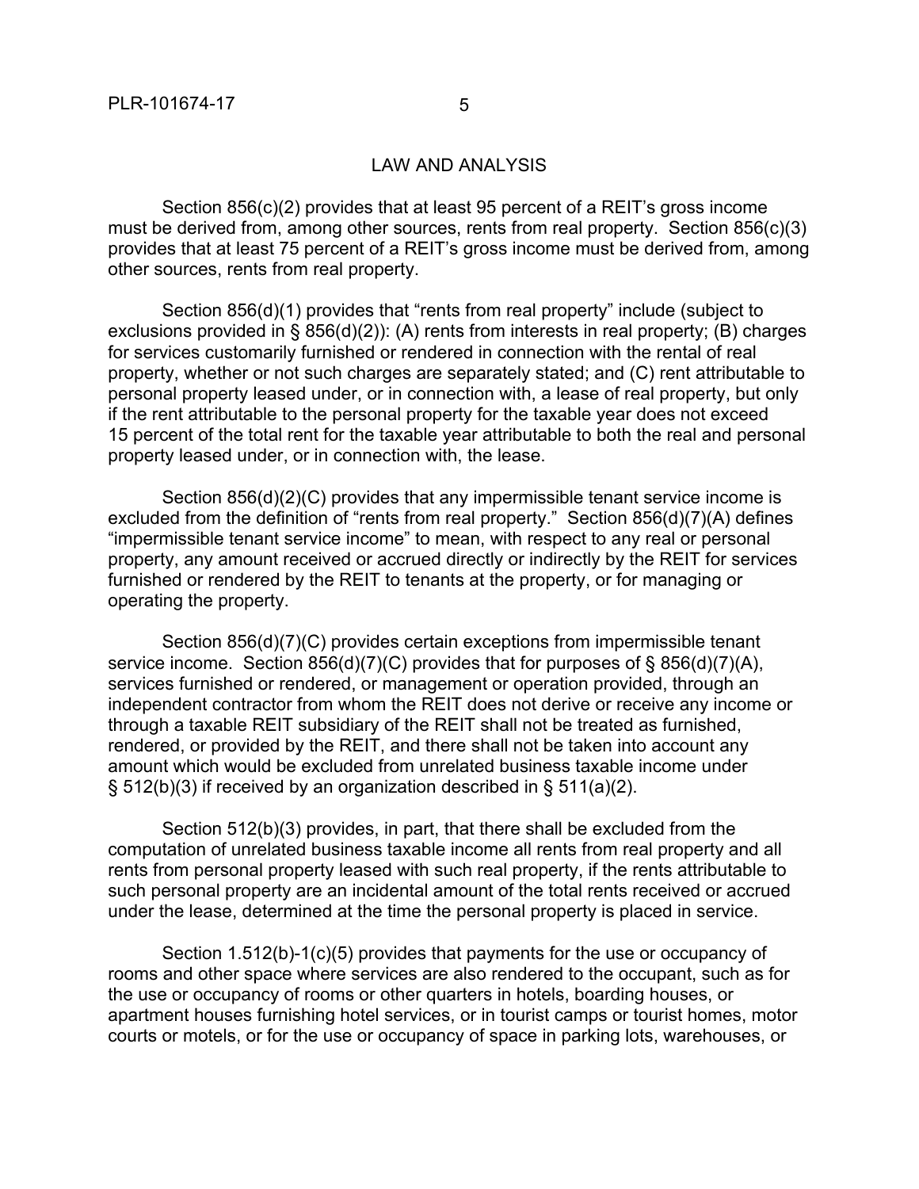## LAW AND ANALYSIS

Section 856(c)(2) provides that at least 95 percent of a REIT's gross income must be derived from, among other sources, rents from real property. Section 856(c)(3) provides that at least 75 percent of a REIT's gross income must be derived from, among other sources, rents from real property.

Section 856(d)(1) provides that "rents from real property" include (subject to exclusions provided in § 856(d)(2)): (A) rents from interests in real property; (B) charges for services customarily furnished or rendered in connection with the rental of real property, whether or not such charges are separately stated; and (C) rent attributable to personal property leased under, or in connection with, a lease of real property, but only if the rent attributable to the personal property for the taxable year does not exceed 15 percent of the total rent for the taxable year attributable to both the real and personal property leased under, or in connection with, the lease.

Section 856(d)(2)(C) provides that any impermissible tenant service income is excluded from the definition of "rents from real property." Section 856(d)(7)(A) defines "impermissible tenant service income" to mean, with respect to any real or personal property, any amount received or accrued directly or indirectly by the REIT for services furnished or rendered by the REIT to tenants at the property, or for managing or operating the property.

Section 856(d)(7)(C) provides certain exceptions from impermissible tenant service income. Section 856(d)(7)(C) provides that for purposes of § 856(d)(7)(A), services furnished or rendered, or management or operation provided, through an independent contractor from whom the REIT does not derive or receive any income or through a taxable REIT subsidiary of the REIT shall not be treated as furnished, rendered, or provided by the REIT, and there shall not be taken into account any amount which would be excluded from unrelated business taxable income under § 512(b)(3) if received by an organization described in § 511(a)(2).

Section 512(b)(3) provides, in part, that there shall be excluded from the computation of unrelated business taxable income all rents from real property and all rents from personal property leased with such real property, if the rents attributable to such personal property are an incidental amount of the total rents received or accrued under the lease, determined at the time the personal property is placed in service.

Section 1.512(b)-1(c)(5) provides that payments for the use or occupancy of rooms and other space where services are also rendered to the occupant, such as for the use or occupancy of rooms or other quarters in hotels, boarding houses, or apartment houses furnishing hotel services, or in tourist camps or tourist homes, motor courts or motels, or for the use or occupancy of space in parking lots, warehouses, or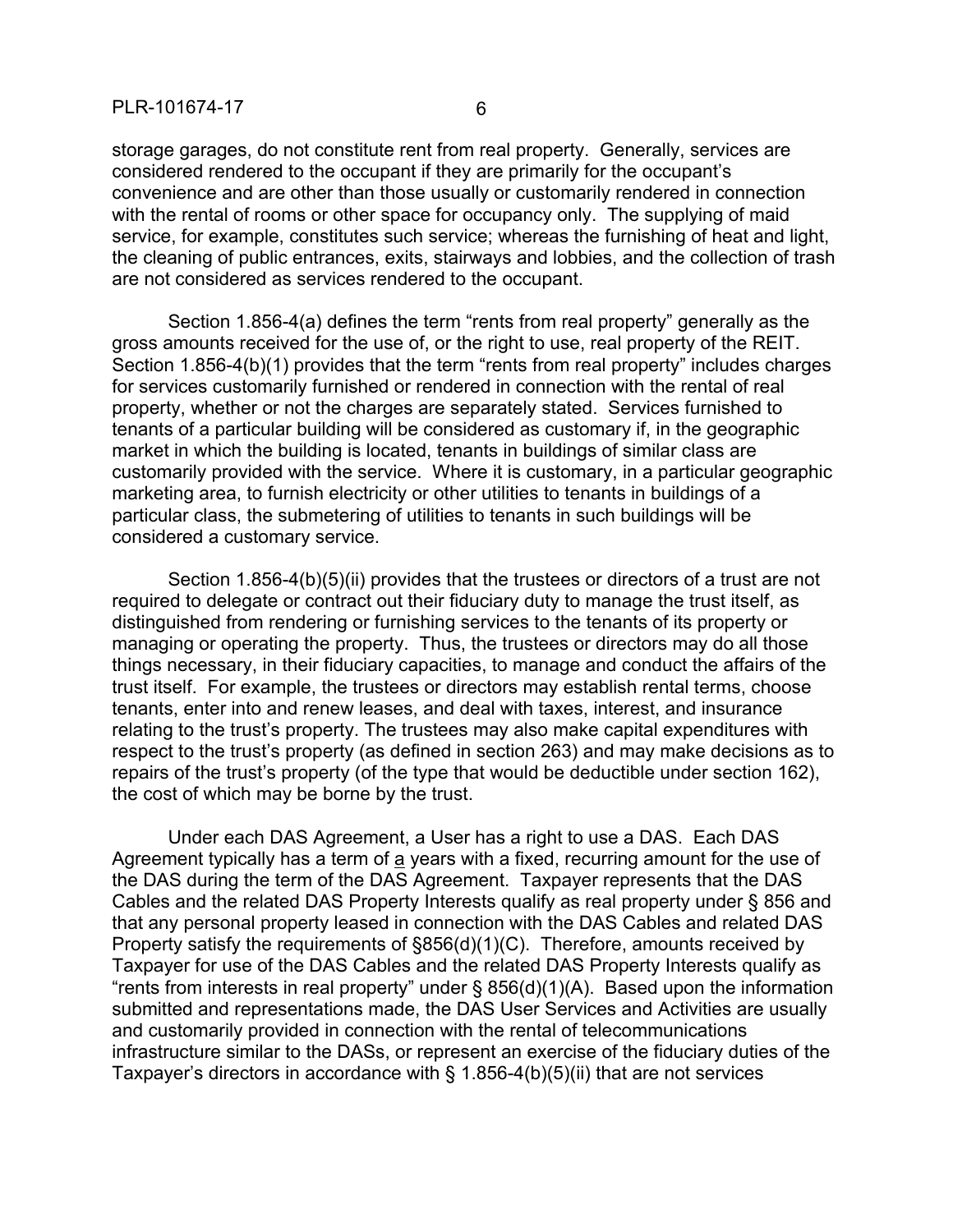storage garages, do not constitute rent from real property. Generally, services are considered rendered to the occupant if they are primarily for the occupant's convenience and are other than those usually or customarily rendered in connection with the rental of rooms or other space for occupancy only. The supplying of maid service, for example, constitutes such service; whereas the furnishing of heat and light, the cleaning of public entrances, exits, stairways and lobbies, and the collection of trash are not considered as services rendered to the occupant.

Section 1.856-4(a) defines the term "rents from real property" generally as the gross amounts received for the use of, or the right to use, real property of the REIT. Section 1.856-4(b)(1) provides that the term "rents from real property" includes charges for services customarily furnished or rendered in connection with the rental of real property, whether or not the charges are separately stated. Services furnished to tenants of a particular building will be considered as customary if, in the geographic market in which the building is located, tenants in buildings of similar class are customarily provided with the service. Where it is customary, in a particular geographic marketing area, to furnish electricity or other utilities to tenants in buildings of a particular class, the submetering of utilities to tenants in such buildings will be considered a customary service.

Section 1.856-4(b)(5)(ii) provides that the trustees or directors of a trust are not required to delegate or contract out their fiduciary duty to manage the trust itself, as distinguished from rendering or furnishing services to the tenants of its property or managing or operating the property. Thus, the trustees or directors may do all those things necessary, in their fiduciary capacities, to manage and conduct the affairs of the trust itself. For example, the trustees or directors may establish rental terms, choose tenants, enter into and renew leases, and deal with taxes, interest, and insurance relating to the trust's property. The trustees may also make capital expenditures with respect to the trust's property (as defined in section 263) and may make decisions as to repairs of the trust's property (of the type that would be deductible under section 162), the cost of which may be borne by the trust.

Under each DAS Agreement, a User has a right to use a DAS. Each DAS Agreement typically has a term of a years with a fixed, recurring amount for the use of the DAS during the term of the DAS Agreement. Taxpayer represents that the DAS Cables and the related DAS Property Interests qualify as real property under § 856 and that any personal property leased in connection with the DAS Cables and related DAS Property satisfy the requirements of §856(d)(1)(C). Therefore, amounts received by Taxpayer for use of the DAS Cables and the related DAS Property Interests qualify as "rents from interests in real property" under § 856(d)(1)(A). Based upon the information submitted and representations made, the DAS User Services and Activities are usually and customarily provided in connection with the rental of telecommunications infrastructure similar to the DASs, or represent an exercise of the fiduciary duties of the Taxpayer's directors in accordance with § 1.856-4(b)(5)(ii) that are not services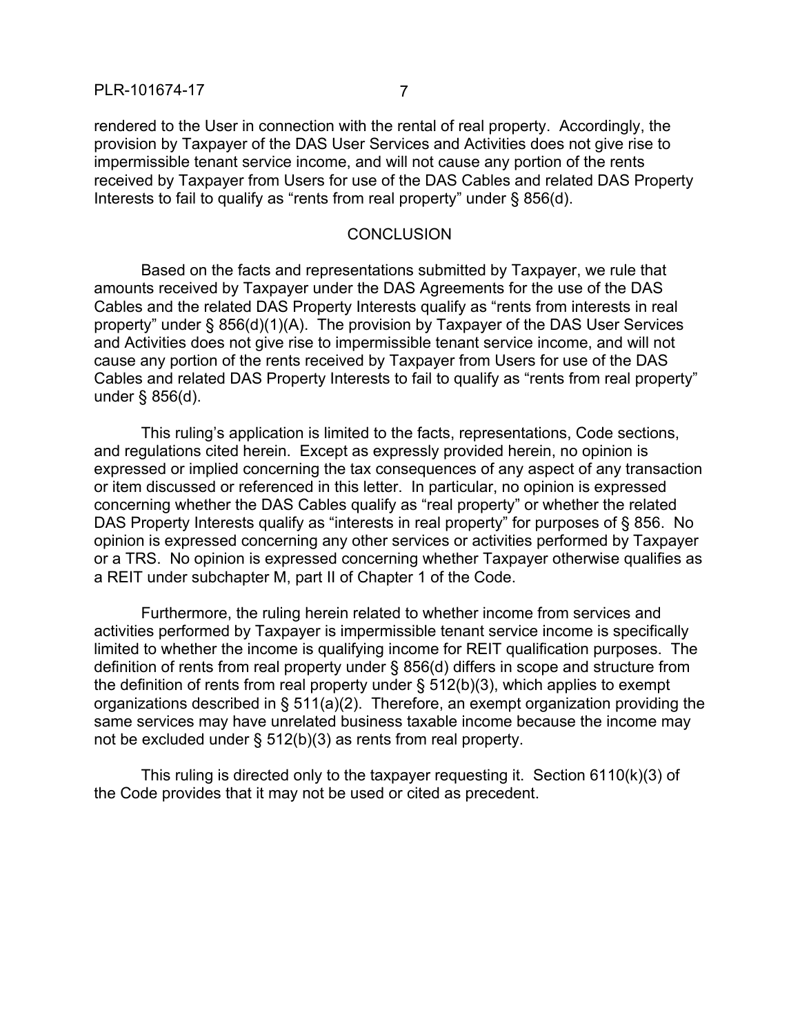rendered to the User in connection with the rental of real property. Accordingly, the provision by Taxpayer of the DAS User Services and Activities does not give rise to impermissible tenant service income, and will not cause any portion of the rents received by Taxpayer from Users for use of the DAS Cables and related DAS Property Interests to fail to qualify as "rents from real property" under § 856(d).

## CONCLUSION

Based on the facts and representations submitted by Taxpayer, we rule that amounts received by Taxpayer under the DAS Agreements for the use of the DAS Cables and the related DAS Property Interests qualify as "rents from interests in real property" under § 856(d)(1)(A). The provision by Taxpayer of the DAS User Services and Activities does not give rise to impermissible tenant service income, and will not cause any portion of the rents received by Taxpayer from Users for use of the DAS Cables and related DAS Property Interests to fail to qualify as "rents from real property" under § 856(d).

This ruling's application is limited to the facts, representations, Code sections, and regulations cited herein. Except as expressly provided herein, no opinion is expressed or implied concerning the tax consequences of any aspect of any transaction or item discussed or referenced in this letter. In particular, no opinion is expressed concerning whether the DAS Cables qualify as "real property" or whether the related DAS Property Interests qualify as "interests in real property" for purposes of § 856. No opinion is expressed concerning any other services or activities performed by Taxpayer or a TRS. No opinion is expressed concerning whether Taxpayer otherwise qualifies as a REIT under subchapter M, part II of Chapter 1 of the Code.

Furthermore, the ruling herein related to whether income from services and activities performed by Taxpayer is impermissible tenant service income is specifically limited to whether the income is qualifying income for REIT qualification purposes. The definition of rents from real property under § 856(d) differs in scope and structure from the definition of rents from real property under § 512(b)(3), which applies to exempt organizations described in § 511(a)(2). Therefore, an exempt organization providing the same services may have unrelated business taxable income because the income may not be excluded under § 512(b)(3) as rents from real property.

This ruling is directed only to the taxpayer requesting it. Section 6110(k)(3) of the Code provides that it may not be used or cited as precedent.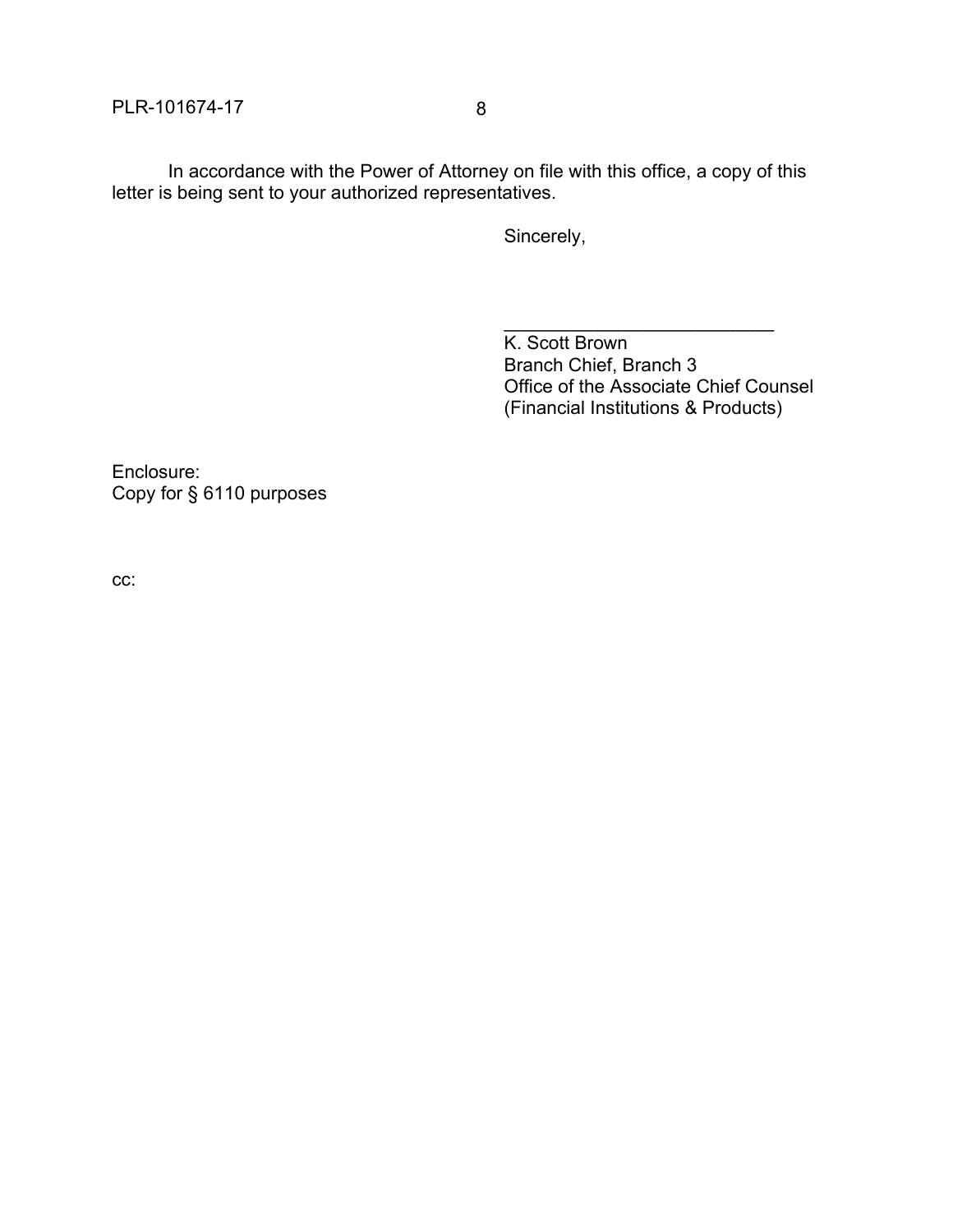In accordance with the Power of Attorney on file with this office, a copy of this letter is being sent to your authorized representatives.

Sincerely,

\_\_\_\_\_\_\_\_\_\_\_\_\_\_\_\_\_\_\_\_\_\_\_\_\_\_\_

K. Scott Brown
Branch Chief, Branch 3
Office of the Associate Chief Counsel
(Financial Institutions & Products)

Enclosure:
Copy for § 6110 purposes

cc: